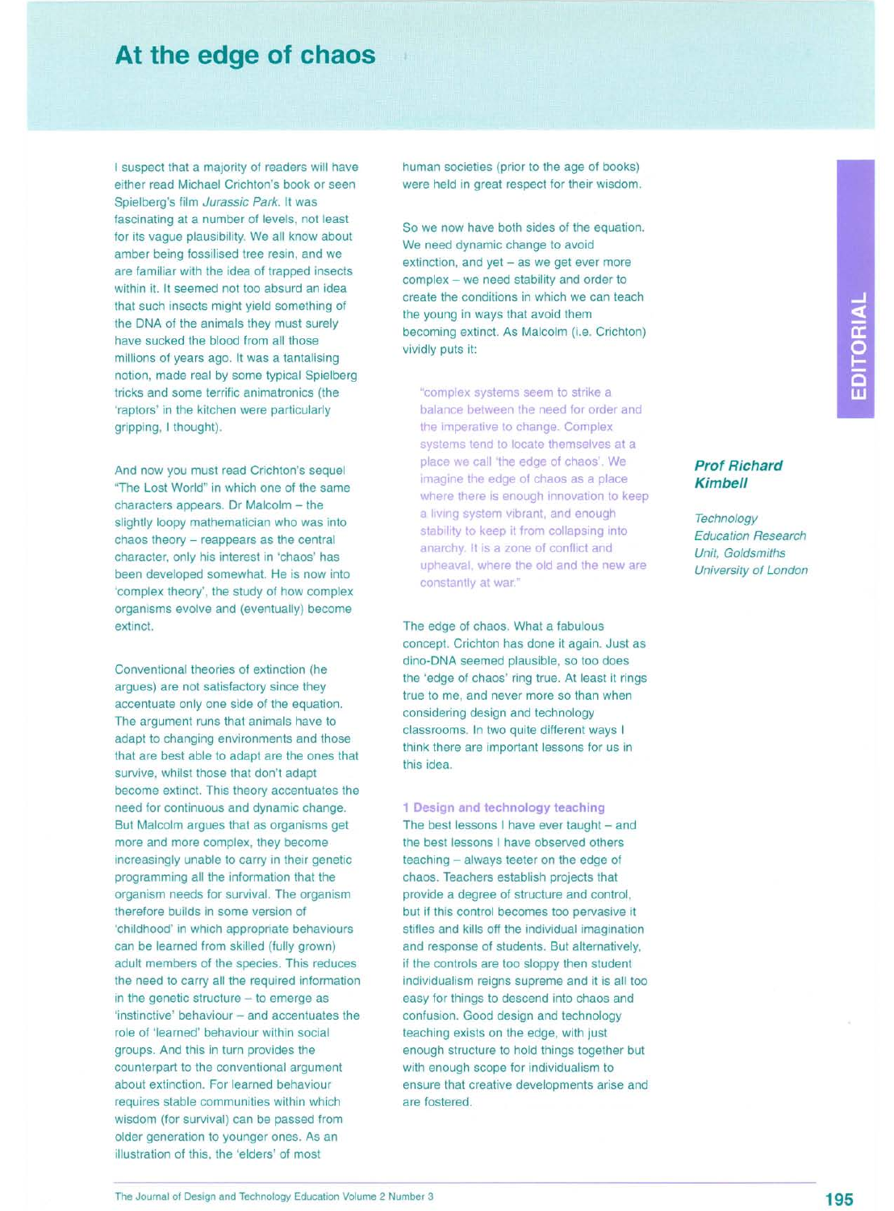# At the edge of chaos

**Prof Richard Kimbell**

*Technology Education Research Unit, Goldsmiths University of London*

I suspect that a majority of readers will have either read Michael Crichton's book or seen Spielberg's film *Jurassic Park*. It was fascinating at a number of levels, not least for its vague plausibility. We all know about amber being fossilised tree resin, and we are familiar with the idea of trapped insects within it. It seemed not too absurd an idea that such insects might yield something of the DNA of the animals they must surely have sucked the blood from all those millions of years ago. It was a tantalising notion, made real by some typical Spielberg tricks and some terrific animatronics (the 'raptors' in the kitchen were particularly gripping, I thought).

And now you must read Crichton's sequel "The Lost World" in which one of the same characters appears. Dr Malcolm – the slightly loopy mathematician who was into chaos theory – reappears as the central character, only his interest in 'chaos' has been developed somewhat. He is now into 'complex theory', the study of how complex organisms evolve and (eventually) become extinct.

Conventional theories of extinction (he argues) are not satisfactory since they accentuate only one side of the equation. The argument runs that animals have to adapt to changing environments and those that are best able to adapt are the ones that survive, whilst those that don't adapt become extinct. This theory accentuates the need for continuous and dynamic change. But Malcolm argues that as organisms get more and more complex, they become increasingly unable to carry in their genetic programming all the information that the organism needs for survival. The organism therefore builds in some version of 'childhood' in which appropriate behaviours can be learned from skilled (fully grown) adult members of the species. This reduces the need to carry all the required information in the genetic structure – to emerge as 'instinctive' behaviour – and accentuates the role of 'learned' behaviour within social groups. And this in turn provides the counterpart to the conventional argument about extinction. For learned behaviour requires stable communities within which wisdom (for survival) can be passed from older generation to younger ones. As an illustration of this, the 'elders' of most human societies (prior to the age of books) were held in great respect for their wisdom.

So we now have both sides of the equation. We need dynamic change to avoid extinction, and yet – as we get ever more complex – we need stability and order to create the conditions in which we can teach the young in ways that avoid them becoming extinct. As Malcolm (i.e. Crichton) vividly puts it:

> "complex systems seem to strike a balance between the need for order and the imperative to change. Complex systems tend to locate themselves at a place we call 'the edge of chaos'. We imagine the edge of chaos as a place where there is enough innovation to keep a living system vibrant, and enough stability to keep it from collapsing into anarchy. It is a zone of conflict and upheaval, where the old and the new are constantly at war."

The edge of chaos. What a fabulous concept. Crichton has done it again. Just as dino-DNA seemed plausible, so too does the 'edge of chaos' ring true. At least it rings true to me, and never more so than when considering design and technology classrooms. In two quite different ways I think there are important lessons for us in this idea.

### 1 Design and technology teaching

The best lessons I have ever taught – and the best lessons I have observed others teaching – always teeter on the edge of chaos. Teachers establish projects that provide a degree of structure and control, but if this control becomes too pervasive it stifles and kills off the individual imagination and response of students. But alternatively, if the controls are too sloppy then student individualism reigns supreme and it is all too easy for things to descend into chaos and confusion. Good design and technology teaching exists on the edge, with just enough structure to hold things together but with enough scope for individualism to ensure that creative developments arise and are fostered.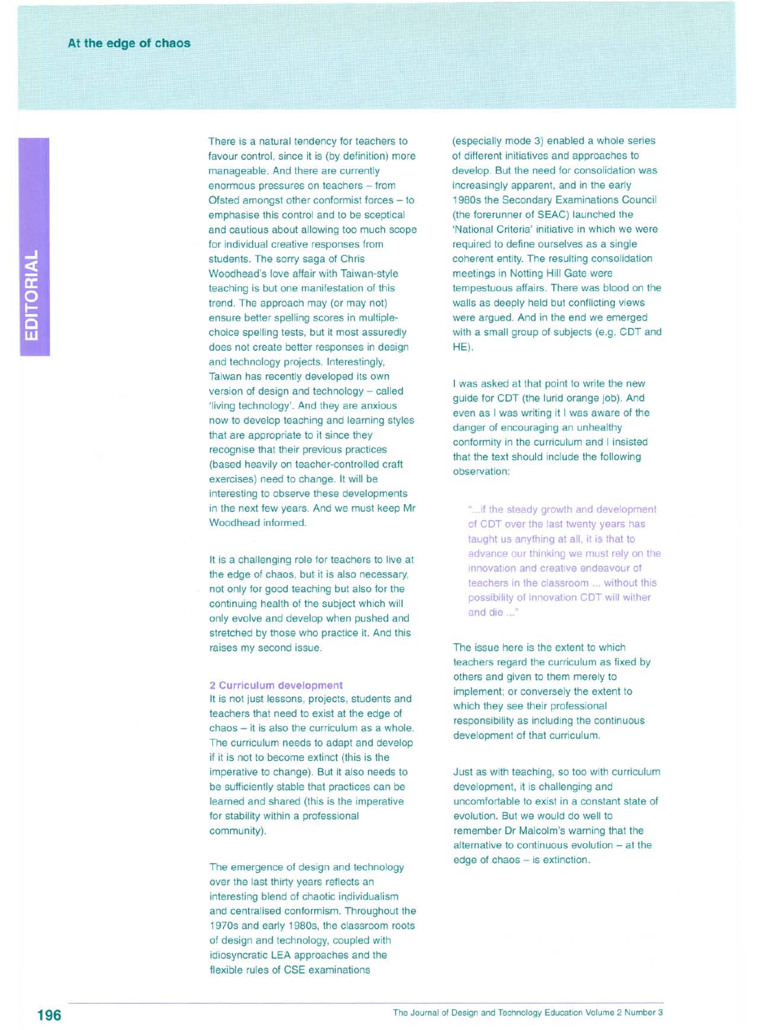There is a natural tendency for teachers to favour control, since it is (by definition) more manageable. And there are currently enormous pressures on teachers – from Ofsted amongst other conformist forces – to emphasise this control and to be sceptical and cautious about allowing too much scope for individual creative responses from students. The sorry saga of Chris Woodhead's love affair with Taiwan-style teaching is but one manifestation of this trend. The approach may (or may not) ensure better spelling scores in multiple-choice spelling tests, but it most assuredly does not create better responses in design and technology projects. Interestingly, Taiwan has recently developed its own version of design and technology – called 'living technology'. And they are anxious now to develop teaching and learning styles that are appropriate to it since they recognise that their previous practices (based heavily on teacher-controlled craft exercises) need to change. It will be interesting to observe these developments in the next few years. And we must keep Mr Woodhead informed.

It is a challenging role for teachers to live at the edge of chaos, but it is also necessary, not only for good teaching but also for the continuing health of the subject which will only evolve and develop when pushed and stretched by those who practice it. And this raises my second issue.

### 2 Curriculum development

It is not just lessons, projects, students and teachers that need to exist at the edge of chaos – it is also the curriculum as a whole. The curriculum needs to adapt and develop if it is not to become extinct (this is the imperative to change). But it also needs to be sufficiently stable that practices can be learned and shared (this is the imperative for stability within a professional community).

The emergence of design and technology over the last thirty years reflects an interesting blend of chaotic individualism and centralised conformism. Throughout the 1970s and early 1980s, the classroom roots of design and technology, coupled with idiosyncratic LEA approaches and the flexible rules of CSE examinations (especially mode 3) enabled a whole series of different initiatives and approaches to develop. But the need for consolidation was increasingly apparent, and in the early 1980s the Secondary Examinations Council (the forerunner of SEAC) launched the 'National Criteria' initiative in which we were required to define ourselves as a single coherent entity. The resulting consolidation meetings in Notting Hill Gate were tempestuous affairs. There was blood on the walls as deeply held but conflicting views were argued. And in the end we emerged with a small group of subjects (e.g. CDT and HE).

I was asked at that point to write the new guide for CDT (the lurid orange job). And even as I was writing it I was aware of the danger of encouraging an unhealthy conformity in the curriculum and I insisted that the text should include the following observation:

> "...if the steady growth and development of CDT over the last twenty years has taught us anything at all, it is that to advance our thinking we must rely on the innovation and creative endeavour of teachers in the classroom ... without this possibility of innovation CDT will wither and die ..."

The issue here is the extent to which teachers regard the curriculum as fixed by others and given to them merely to implement; or conversely the extent to which they see their professional responsibility as including the continuous development of that curriculum.

Just as with teaching, so too with curriculum development, it is challenging and uncomfortable to exist in a constant state of evolution. But we would do well to remember Dr Malcolm's warning that the alternative to continuous evolution – at the edge of chaos – is extinction.